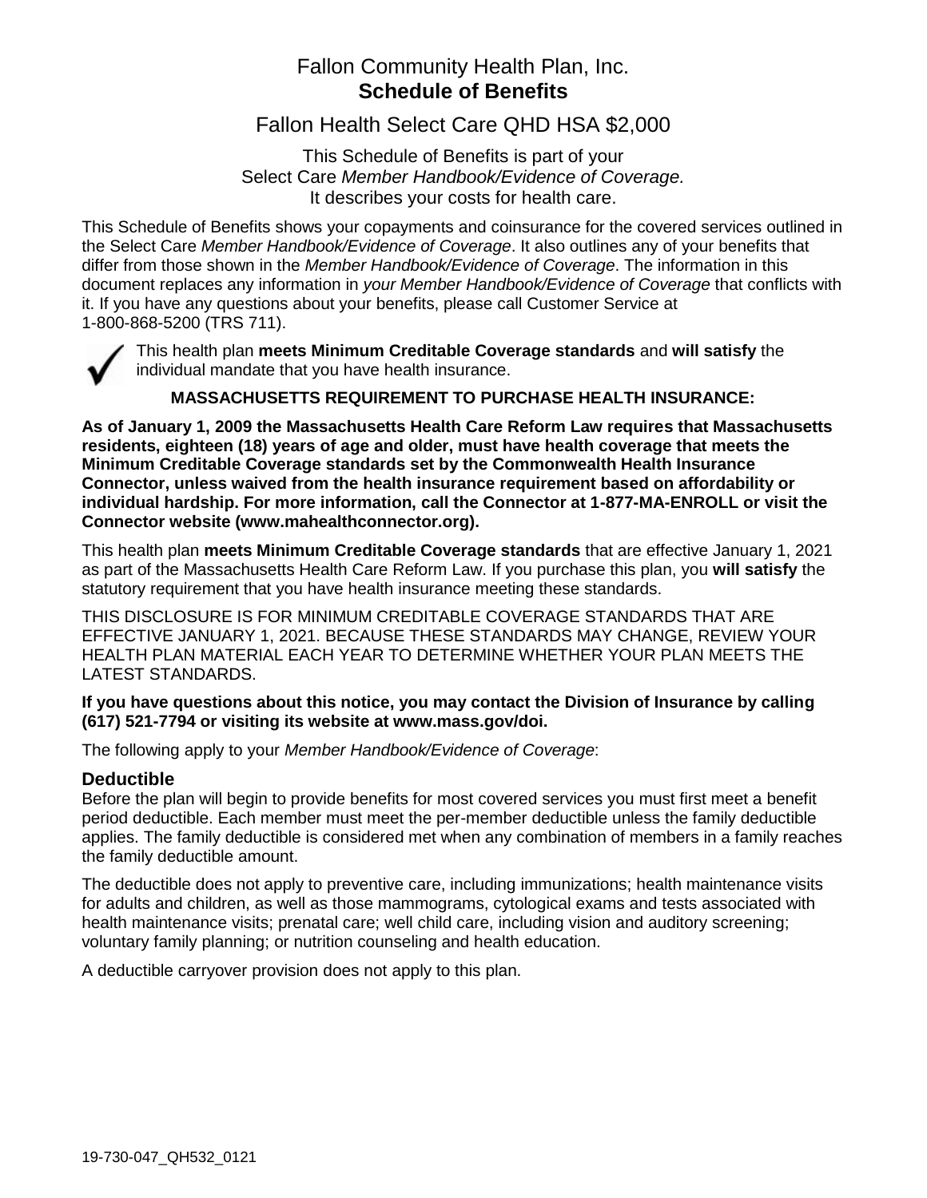# Fallon Community Health Plan, Inc.
# **Schedule of Benefits**

## Fallon Health Select Care QHD HSA $2,000

This Schedule of Benefits is part of your
Select Care *Member Handbook/Evidence of Coverage.*
It describes your costs for health care.

This Schedule of Benefits shows your copayments and coinsurance for the covered services outlined in the Select Care *Member Handbook/Evidence of Coverage*. It also outlines any of your benefits that differ from those shown in the *Member Handbook/Evidence of Coverage*. The information in this document replaces any information in *your Member Handbook/Evidence of Coverage* that conflicts with it. If you have any questions about your benefits, please call Customer Service at 1-800-868-5200 (TRS 711).

✓ This health plan **meets Minimum Creditable Coverage standards** and **will satisfy** the individual mandate that you have health insurance.

**MASSACHUSETTS REQUIREMENT TO PURCHASE HEALTH INSURANCE:**

**As of January 1, 2009 the Massachusetts Health Care Reform Law requires that Massachusetts residents, eighteen (18) years of age and older, must have health coverage that meets the Minimum Creditable Coverage standards set by the Commonwealth Health Insurance Connector, unless waived from the health insurance requirement based on affordability or individual hardship. For more information, call the Connector at 1-877-MA-ENROLL or visit the Connector website (www.mahealthconnector.org).**

This health plan **meets Minimum Creditable Coverage standards** that are effective January 1, 2021 as part of the Massachusetts Health Care Reform Law. If you purchase this plan, you **will satisfy** the statutory requirement that you have health insurance meeting these standards.

THIS DISCLOSURE IS FOR MINIMUM CREDITABLE COVERAGE STANDARDS THAT ARE EFFECTIVE JANUARY 1, 2021. BECAUSE THESE STANDARDS MAY CHANGE, REVIEW YOUR HEALTH PLAN MATERIAL EACH YEAR TO DETERMINE WHETHER YOUR PLAN MEETS THE LATEST STANDARDS.

**If you have questions about this notice, you may contact the Division of Insurance by calling (617) 521-7794 or visiting its website at www.mass.gov/doi.**

The following apply to your *Member Handbook/Evidence of Coverage*:

### Deductible

Before the plan will begin to provide benefits for most covered services you must first meet a benefit period deductible. Each member must meet the per-member deductible unless the family deductible applies. The family deductible is considered met when any combination of members in a family reaches the family deductible amount.

The deductible does not apply to preventive care, including immunizations; health maintenance visits for adults and children, as well as those mammograms, cytological exams and tests associated with health maintenance visits; prenatal care; well child care, including vision and auditory screening; voluntary family planning; or nutrition counseling and health education.

A deductible carryover provision does not apply to this plan.

19-730-047_QH532_0121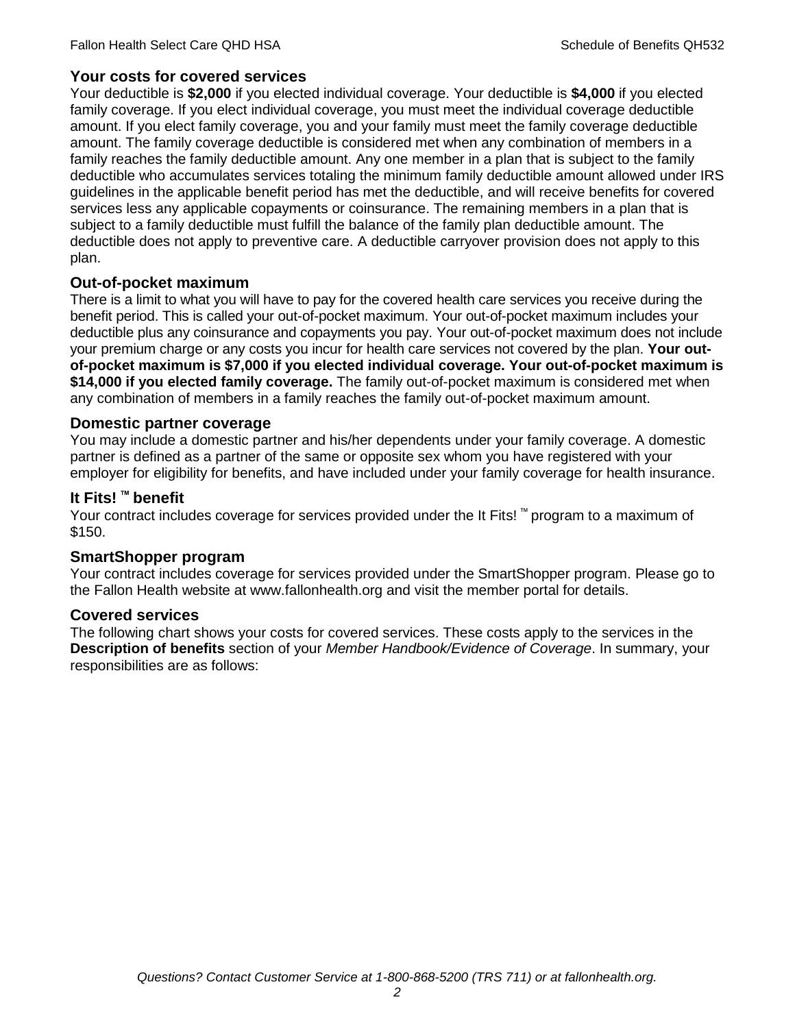## Your costs for covered services

Your deductible is **$2,000** if you elected individual coverage. Your deductible is **$4,000** if you elected family coverage. If you elect individual coverage, you must meet the individual coverage deductible amount. If you elect family coverage, you and your family must meet the family coverage deductible amount. The family coverage deductible is considered met when any combination of members in a family reaches the family deductible amount. Any one member in a plan that is subject to the family deductible who accumulates services totaling the minimum family deductible amount allowed under IRS guidelines in the applicable benefit period has met the deductible, and will receive benefits for covered services less any applicable copayments or coinsurance. The remaining members in a plan that is subject to a family deductible must fulfill the balance of the family plan deductible amount. The deductible does not apply to preventive care. A deductible carryover provision does not apply to this plan.

## Out-of-pocket maximum

There is a limit to what you will have to pay for the covered health care services you receive during the benefit period. This is called your out-of-pocket maximum. Your out-of-pocket maximum includes your deductible plus any coinsurance and copayments you pay. Your out-of-pocket maximum does not include your premium charge or any costs you incur for health care services not covered by the plan. **Your out-of-pocket maximum is $7,000 if you elected individual coverage. Your out-of-pocket maximum is $14,000 if you elected family coverage.** The family out-of-pocket maximum is considered met when any combination of members in a family reaches the family out-of-pocket maximum amount.

## Domestic partner coverage

You may include a domestic partner and his/her dependents under your family coverage. A domestic partner is defined as a partner of the same or opposite sex whom you have registered with your employer for eligibility for benefits, and have included under your family coverage for health insurance.

## It Fits! ™ benefit

Your contract includes coverage for services provided under the It Fits! ™ program to a maximum of $150.

## SmartShopper program

Your contract includes coverage for services provided under the SmartShopper program. Please go to the Fallon Health website at www.fallonhealth.org and visit the member portal for details.

## Covered services

The following chart shows your costs for covered services. These costs apply to the services in the **Description of benefits** section of your *Member Handbook/Evidence of Coverage*. In summary, your responsibilities are as follows: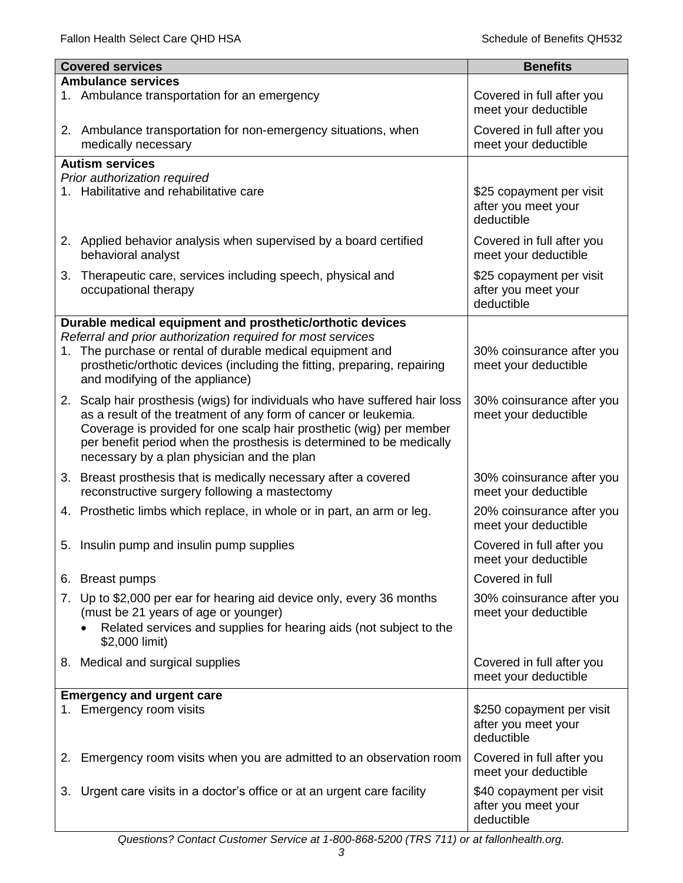| Covered services | Benefits |
|---|---|
| **Ambulance services** | |
| 1. Ambulance transportation for an emergency | Covered in full after you meet your deductible |
| 2. Ambulance transportation for non-emergency situations, when medically necessary | Covered in full after you meet your deductible |
| **Autism services**<br>*Prior authorization required* | |
| 1. Habilitative and rehabilitative care | $25 copayment per visit after you meet your deductible |
| 2. Applied behavior analysis when supervised by a board certified behavioral analyst | Covered in full after you meet your deductible |
| 3. Therapeutic care, services including speech, physical and occupational therapy | $25 copayment per visit after you meet your deductible |
| **Durable medical equipment and prosthetic/orthotic devices**<br>*Referral and prior authorization required for most services* | |
| 1. The purchase or rental of durable medical equipment and prosthetic/orthotic devices (including the fitting, preparing, repairing and modifying of the appliance) | 30% coinsurance after you meet your deductible |
| 2. Scalp hair prosthesis (wigs) for individuals who have suffered hair loss as a result of the treatment of any form of cancer or leukemia. Coverage is provided for one scalp hair prosthetic (wig) per member per benefit period when the prosthesis is determined to be medically necessary by a plan physician and the plan | 30% coinsurance after you meet your deductible |
| 3. Breast prosthesis that is medically necessary after a covered reconstructive surgery following a mastectomy | 30% coinsurance after you meet your deductible |
| 4. Prosthetic limbs which replace, in whole or in part, an arm or leg. | 20% coinsurance after you meet your deductible |
| 5. Insulin pump and insulin pump supplies | Covered in full after you meet your deductible |
| 6. Breast pumps | Covered in full |
| 7. Up to $2,000 per ear for hearing aid device only, every 36 months (must be 21 years of age or younger)<br>• Related services and supplies for hearing aids (not subject to the $2,000 limit) | 30% coinsurance after you meet your deductible |
| 8. Medical and surgical supplies | Covered in full after you meet your deductible |
| **Emergency and urgent care** | |
| 1. Emergency room visits | $250 copayment per visit after you meet your deductible |
| 2. Emergency room visits when you are admitted to an observation room | Covered in full after you meet your deductible |
| 3. Urgent care visits in a doctor's office or at an urgent care facility | $40 copayment per visit after you meet your deductible |

*Questions? Contact Customer Service at 1-800-868-5200 (TRS 711) or at fallonhealth.org.*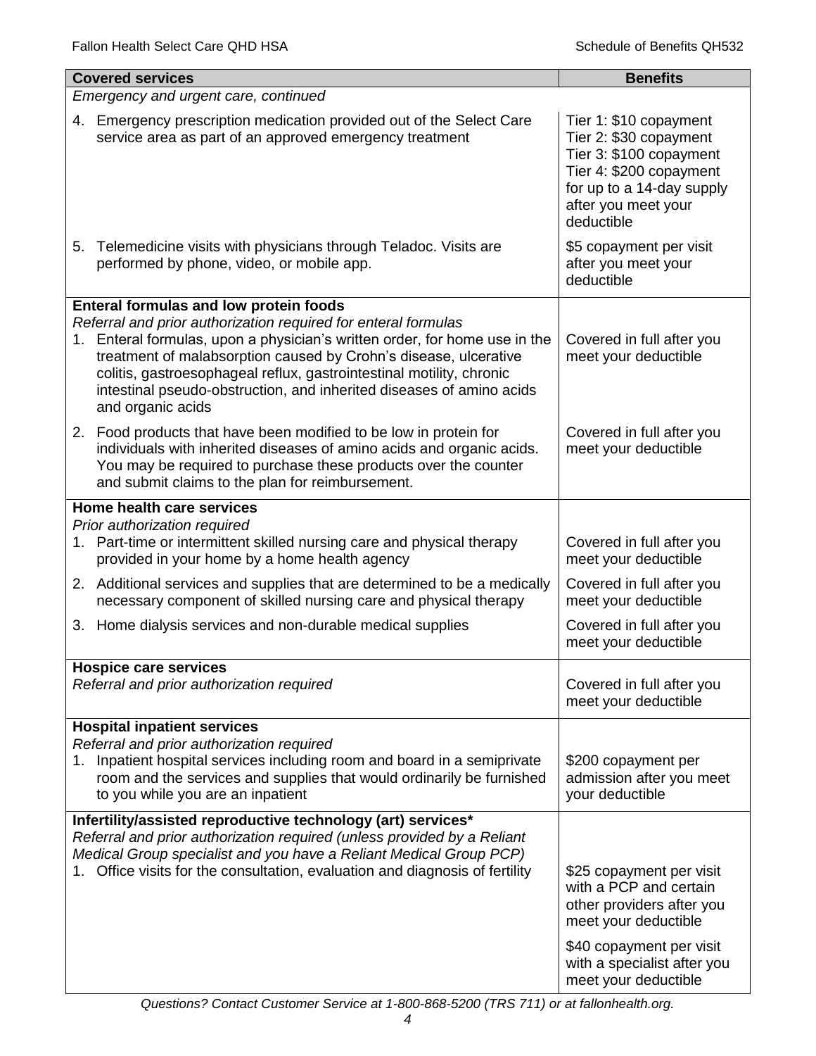| Covered services | Benefits |
|---|---|
| *Emergency and urgent care, continued* | |
| 4. Emergency prescription medication provided out of the Select Care service area as part of an approved emergency treatment | Tier 1: $10 copayment<br>Tier 2: $30 copayment<br>Tier 3: $100 copayment<br>Tier 4: $200 copayment<br>for up to a 14-day supply after you meet your deductible |
| 5. Telemedicine visits with physicians through Teladoc. Visits are performed by phone, video, or mobile app. | $5 copayment per visit after you meet your deductible |
| **Enteral formulas and low protein foods**<br>*Referral and prior authorization required for enteral formulas* | |
| 1. Enteral formulas, upon a physician's written order, for home use in the treatment of malabsorption caused by Crohn's disease, ulcerative colitis, gastroesophageal reflux, gastrointestinal motility, chronic intestinal pseudo-obstruction, and inherited diseases of amino acids and organic acids | Covered in full after you meet your deductible |
| 2. Food products that have been modified to be low in protein for individuals with inherited diseases of amino acids and organic acids. You may be required to purchase these products over the counter and submit claims to the plan for reimbursement. | Covered in full after you meet your deductible |
| **Home health care services**<br>*Prior authorization required* | |
| 1. Part-time or intermittent skilled nursing care and physical therapy provided in your home by a home health agency | Covered in full after you meet your deductible |
| 2. Additional services and supplies that are determined to be a medically necessary component of skilled nursing care and physical therapy | Covered in full after you meet your deductible |
| 3. Home dialysis services and non-durable medical supplies | Covered in full after you meet your deductible |
| **Hospice care services**<br>*Referral and prior authorization required* | Covered in full after you meet your deductible |
| **Hospital inpatient services**<br>*Referral and prior authorization required* | |
| 1. Inpatient hospital services including room and board in a semiprivate room and the services and supplies that would ordinarily be furnished to you while you are an inpatient | $200 copayment per admission after you meet your deductible |
| **Infertility/assisted reproductive technology (art) services***<br>*Referral and prior authorization required (unless provided by a Reliant Medical Group specialist and you have a Reliant Medical Group PCP)* | |
| 1. Office visits for the consultation, evaluation and diagnosis of fertility | $25 copayment per visit with a PCP and certain other providers after you meet your deductible<br><br>$40 copayment per visit with a specialist after you meet your deductible |

*Questions? Contact Customer Service at 1-800-868-5200 (TRS 711) or at fallonhealth.org.*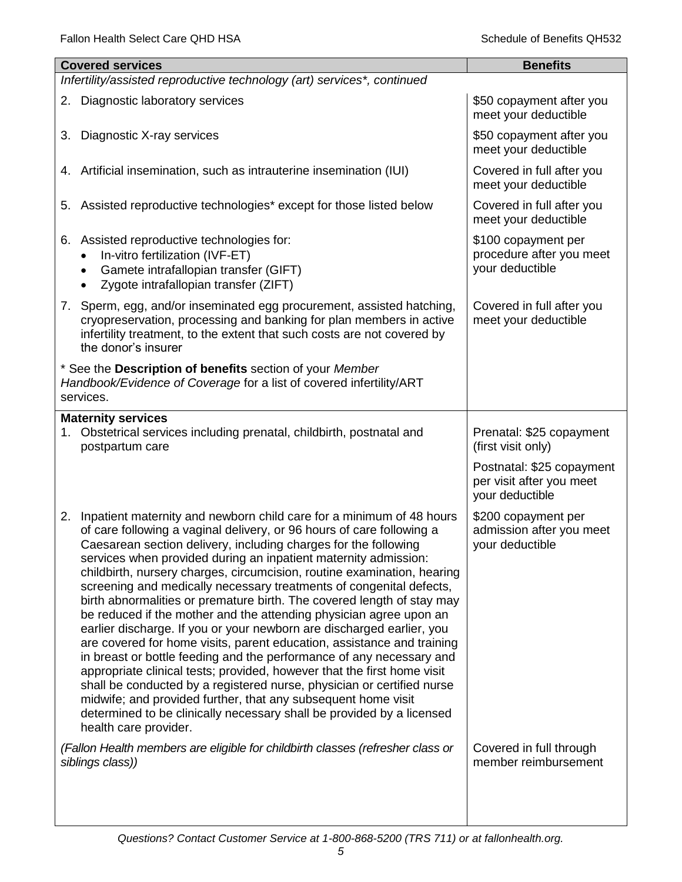| Covered services | Benefits |
|---|---|
| *Infertility/assisted reproductive technology (art) services\*, continued* | |
| 2. Diagnostic laboratory services | $50 copayment after you meet your deductible |
| 3. Diagnostic X-ray services | $50 copayment after you meet your deductible |
| 4. Artificial insemination, such as intrauterine insemination (IUI) | Covered in full after you meet your deductible |
| 5. Assisted reproductive technologies* except for those listed below | Covered in full after you meet your deductible |
| 6. Assisted reproductive technologies for: <br>• In-vitro fertilization (IVF-ET) <br>• Gamete intrafallopian transfer (GIFT) <br>• Zygote intrafallopian transfer (ZIFT) | $100 copayment per procedure after you meet your deductible |
| 7. Sperm, egg, and/or inseminated egg procurement, assisted hatching, cryopreservation, processing and banking for plan members in active infertility treatment, to the extent that such costs are not covered by the donor's insurer | Covered in full after you meet your deductible |
| * See the **Description of benefits** section of your *Member Handbook/Evidence of Coverage* for a list of covered infertility/ART services. | |
| **Maternity services** <br>1. Obstetrical services including prenatal, childbirth, postnatal and postpartum care | Prenatal: $25 copayment (first visit only) <br><br>Postnatal: $25 copayment per visit after you meet your deductible |
| 2. Inpatient maternity and newborn child care for a minimum of 48 hours of care following a vaginal delivery, or 96 hours of care following a Caesarean section delivery, including charges for the following services when provided during an inpatient maternity admission: childbirth, nursery charges, circumcision, routine examination, hearing screening and medically necessary treatments of congenital defects, birth abnormalities or premature birth. The covered length of stay may be reduced if the mother and the attending physician agree upon an earlier discharge. If you or your newborn are discharged earlier, you are covered for home visits, parent education, assistance and training in breast or bottle feeding and the performance of any necessary and appropriate clinical tests; provided, however that the first home visit shall be conducted by a registered nurse, physician or certified nurse midwife; and provided further, that any subsequent home visit determined to be clinically necessary shall be provided by a licensed health care provider. | $200 copayment per admission after you meet your deductible |
| *(Fallon Health members are eligible for childbirth classes (refresher class or siblings class))* | Covered in full through member reimbursement |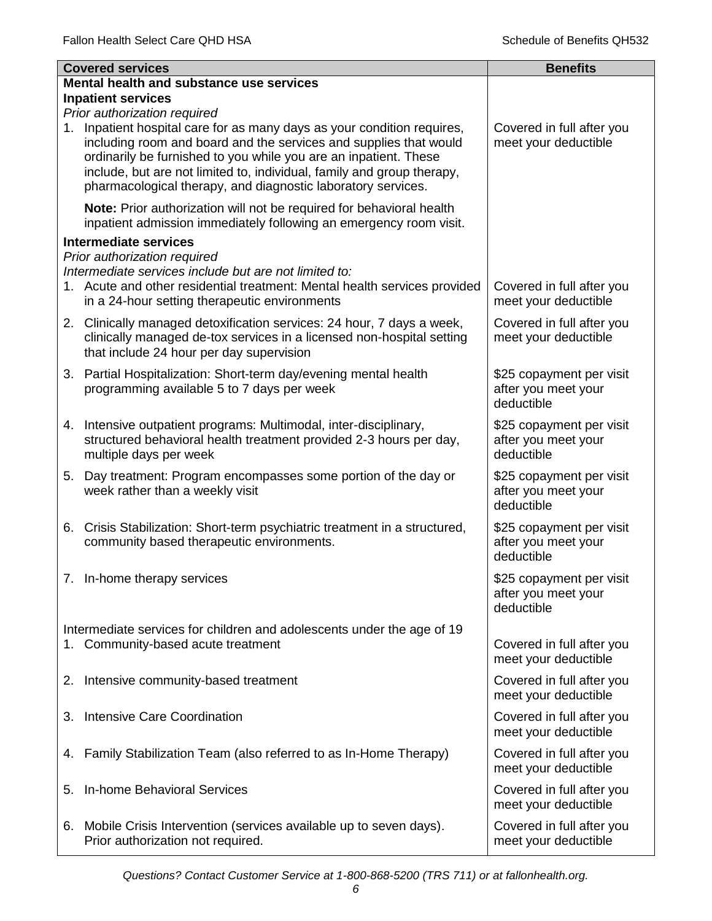| Covered services | Benefits |
|---|---|
| **Mental health and substance use services** | |
| **Inpatient services** | |
| *Prior authorization required* | |
| 1. Inpatient hospital care for as many days as your condition requires, including room and board and the services and supplies that would ordinarily be furnished to you while you are an inpatient. These include, but are not limited to, individual, family and group therapy, pharmacological therapy, and diagnostic laboratory services. | Covered in full after you meet your deductible |
| **Note:** Prior authorization will not be required for behavioral health inpatient admission immediately following an emergency room visit. | |
| **Intermediate services** | |
| *Prior authorization required* | |
| *Intermediate services include but are not limited to:* | |
| 1. Acute and other residential treatment: Mental health services provided in a 24-hour setting therapeutic environments | Covered in full after you meet your deductible |
| 2. Clinically managed detoxification services: 24 hour, 7 days a week, clinically managed de-tox services in a licensed non-hospital setting that include 24 hour per day supervision | Covered in full after you meet your deductible |
| 3. Partial Hospitalization: Short-term day/evening mental health programming available 5 to 7 days per week | $25 copayment per visit after you meet your deductible |
| 4. Intensive outpatient programs: Multimodal, inter-disciplinary, structured behavioral health treatment provided 2-3 hours per day, multiple days per week | $25 copayment per visit after you meet your deductible |
| 5. Day treatment: Program encompasses some portion of the day or week rather than a weekly visit | $25 copayment per visit after you meet your deductible |
| 6. Crisis Stabilization: Short-term psychiatric treatment in a structured, community based therapeutic environments. | $25 copayment per visit after you meet your deductible |
| 7. In-home therapy services | $25 copayment per visit after you meet your deductible |
| Intermediate services for children and adolescents under the age of 19 | |
| 1. Community-based acute treatment | Covered in full after you meet your deductible |
| 2. Intensive community-based treatment | Covered in full after you meet your deductible |
| 3. Intensive Care Coordination | Covered in full after you meet your deductible |
| 4. Family Stabilization Team (also referred to as In-Home Therapy) | Covered in full after you meet your deductible |
| 5. In-home Behavioral Services | Covered in full after you meet your deductible |
| 6. Mobile Crisis Intervention (services available up to seven days). Prior authorization not required. | Covered in full after you meet your deductible |

*Questions? Contact Customer Service at 1-800-868-5200 (TRS 711) or at fallonhealth.org.*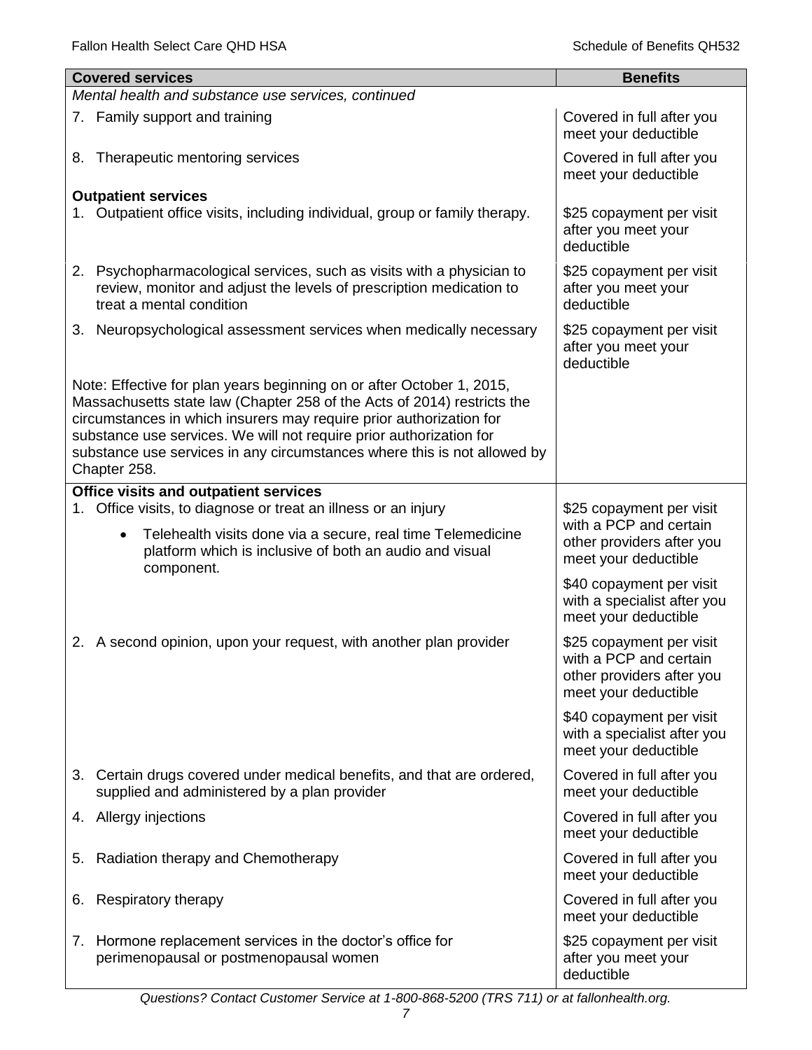| Covered services | Benefits |
| --- | --- |
| *Mental health and substance use services, continued* | |
| 7. Family support and training | Covered in full after you meet your deductible |
| 8. Therapeutic mentoring services | Covered in full after you meet your deductible |
| **Outpatient services** | |
| 1. Outpatient office visits, including individual, group or family therapy. | \$25 copayment per visit after you meet your deductible |
| 2. Psychopharmacological services, such as visits with a physician to review, monitor and adjust the levels of prescription medication to treat a mental condition | \$25 copayment per visit after you meet your deductible |
| 3. Neuropsychological assessment services when medically necessary | \$25 copayment per visit after you meet your deductible |
| Note: Effective for plan years beginning on or after October 1, 2015, Massachusetts state law (Chapter 258 of the Acts of 2014) restricts the circumstances in which insurers may require prior authorization for substance use services. We will not require prior authorization for substance use services in any circumstances where this is not allowed by Chapter 258. | |
| **Office visits and outpatient services** | |
| 1. Office visits, to diagnose or treat an illness or an injury<br>• Telehealth visits done via a secure, real time Telemedicine platform which is inclusive of both an audio and visual component. | \$25 copayment per visit with a PCP and certain other providers after you meet your deductible<br><br>\$40 copayment per visit with a specialist after you meet your deductible |
| 2. A second opinion, upon your request, with another plan provider | \$25 copayment per visit with a PCP and certain other providers after you meet your deductible<br><br>\$40 copayment per visit with a specialist after you meet your deductible |
| 3. Certain drugs covered under medical benefits, and that are ordered, supplied and administered by a plan provider | Covered in full after you meet your deductible |
| 4. Allergy injections | Covered in full after you meet your deductible |
| 5. Radiation therapy and Chemotherapy | Covered in full after you meet your deductible |
| 6. Respiratory therapy | Covered in full after you meet your deductible |
| 7. Hormone replacement services in the doctor's office for perimenopausal or postmenopausal women | \$25 copayment per visit after you meet your deductible |

*Questions? Contact Customer Service at 1-800-868-5200 (TRS 711) or at fallonhealth.org.*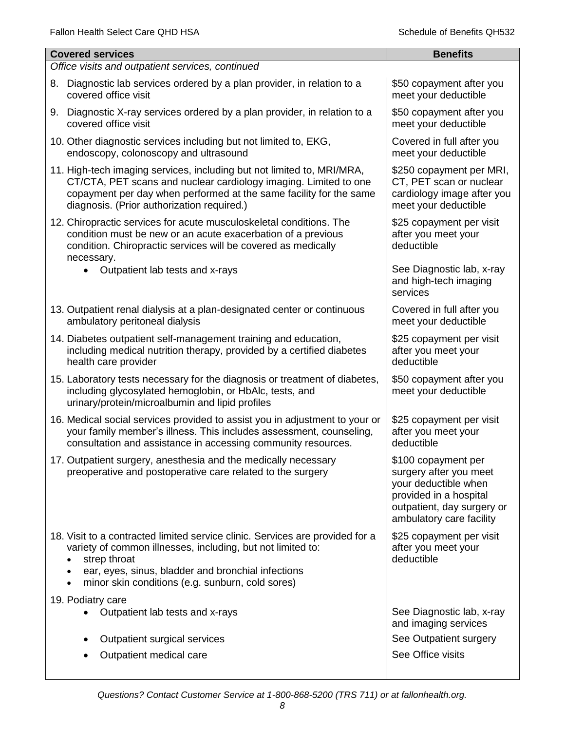| Covered services | Benefits |
| --- | --- |
| *Office visits and outpatient services, continued* | |
| 8. Diagnostic lab services ordered by a plan provider, in relation to a covered office visit | \$50 copayment after you meet your deductible |
| 9. Diagnostic X-ray services ordered by a plan provider, in relation to a covered office visit | \$50 copayment after you meet your deductible |
| 10. Other diagnostic services including but not limited to, EKG, endoscopy, colonoscopy and ultrasound | Covered in full after you meet your deductible |
| 11. High-tech imaging services, including but not limited to, MRI/MRA, CT/CTA, PET scans and nuclear cardiology imaging. Limited to one copayment per day when performed at the same facility for the same diagnosis. (Prior authorization required.) | \$250 copayment per MRI, CT, PET scan or nuclear cardiology image after you meet your deductible |
| 12. Chiropractic services for acute musculoskeletal conditions. The condition must be new or an acute exacerbation of a previous condition. Chiropractic services will be covered as medically necessary. | \$25 copayment per visit after you meet your deductible |
| • Outpatient lab tests and x-rays | See Diagnostic lab, x-ray and high-tech imaging services |
| 13. Outpatient renal dialysis at a plan-designated center or continuous ambulatory peritoneal dialysis | Covered in full after you meet your deductible |
| 14. Diabetes outpatient self-management training and education, including medical nutrition therapy, provided by a certified diabetes health care provider | \$25 copayment per visit after you meet your deductible |
| 15. Laboratory tests necessary for the diagnosis or treatment of diabetes, including glycosylated hemoglobin, or HbAlc, tests, and urinary/protein/microalbumin and lipid profiles | \$50 copayment after you meet your deductible |
| 16. Medical social services provided to assist you in adjustment to your or your family member's illness. This includes assessment, counseling, consultation and assistance in accessing community resources. | \$25 copayment per visit after you meet your deductible |
| 17. Outpatient surgery, anesthesia and the medically necessary preoperative and postoperative care related to the surgery | \$100 copayment per surgery after you meet your deductible when provided in a hospital outpatient, day surgery or ambulatory care facility |
| 18. Visit to a contracted limited service clinic. Services are provided for a variety of common illnesses, including, but not limited to: <br>• strep throat <br>• ear, eyes, sinus, bladder and bronchial infections <br>• minor skin conditions (e.g. sunburn, cold sores) | \$25 copayment per visit after you meet your deductible |
| 19. Podiatry care | |
| • Outpatient lab tests and x-rays | See Diagnostic lab, x-ray and imaging services |
| • Outpatient surgical services | See Outpatient surgery |
| • Outpatient medical care | See Office visits |

*Questions? Contact Customer Service at 1-800-868-5200 (TRS 711) or at fallonhealth.org.*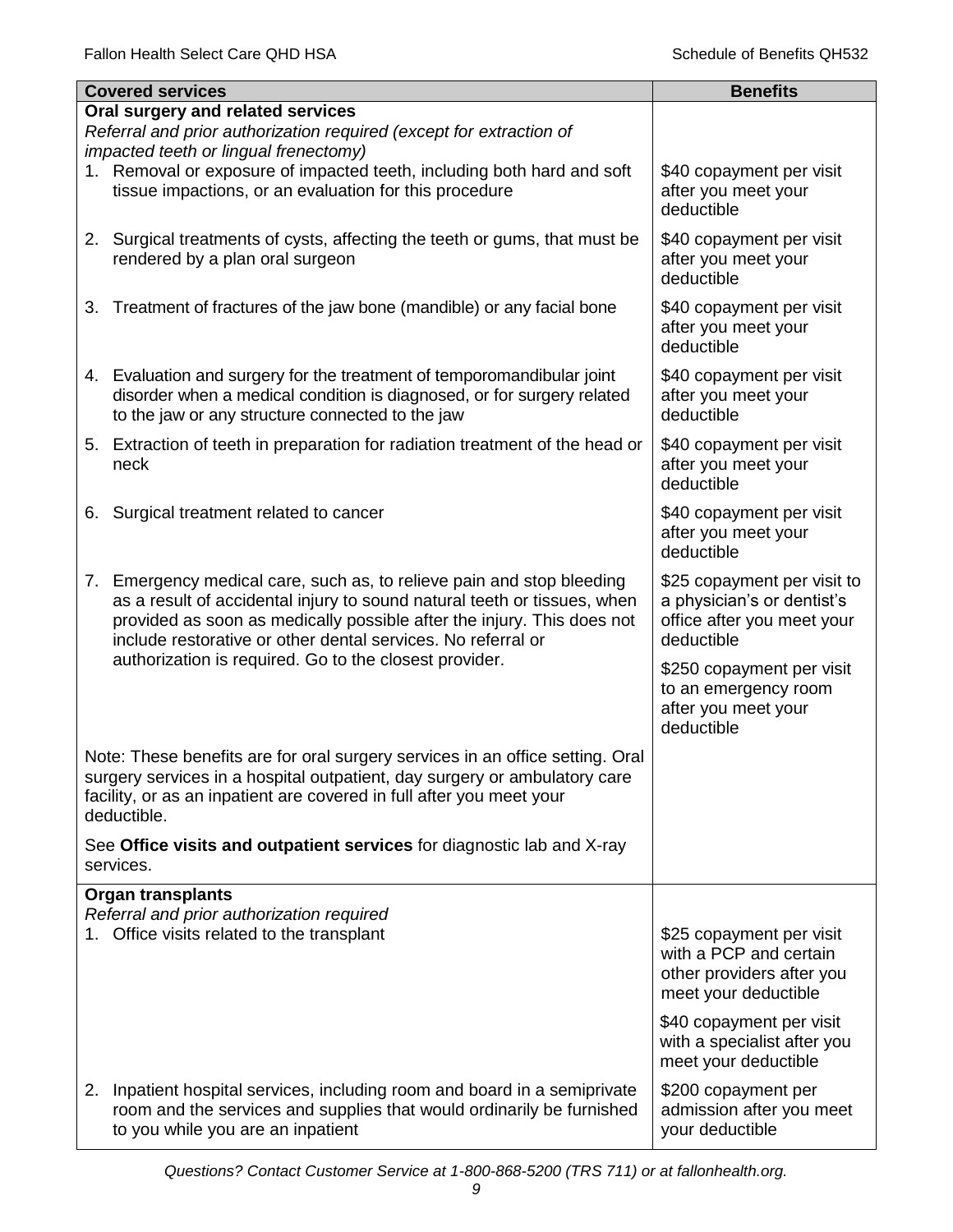| Covered services | Benefits |
|---|---|
| **Oral surgery and related services**<br>*Referral and prior authorization required (except for extraction of impacted teeth or lingual frenectomy)* | |
| 1. Removal or exposure of impacted teeth, including both hard and soft tissue impactions, or an evaluation for this procedure | $40 copayment per visit after you meet your deductible |
| 2. Surgical treatments of cysts, affecting the teeth or gums, that must be rendered by a plan oral surgeon | $40 copayment per visit after you meet your deductible |
| 3. Treatment of fractures of the jaw bone (mandible) or any facial bone | $40 copayment per visit after you meet your deductible |
| 4. Evaluation and surgery for the treatment of temporomandibular joint disorder when a medical condition is diagnosed, or for surgery related to the jaw or any structure connected to the jaw | $40 copayment per visit after you meet your deductible |
| 5. Extraction of teeth in preparation for radiation treatment of the head or neck | $40 copayment per visit after you meet your deductible |
| 6. Surgical treatment related to cancer | $40 copayment per visit after you meet your deductible |
| 7. Emergency medical care, such as, to relieve pain and stop bleeding as a result of accidental injury to sound natural teeth or tissues, when provided as soon as medically possible after the injury. This does not include restorative or other dental services. No referral or authorization is required. Go to the closest provider. | $25 copayment per visit to a physician's or dentist's office after you meet your deductible<br><br>$250 copayment per visit to an emergency room after you meet your deductible |
| Note: These benefits are for oral surgery services in an office setting. Oral surgery services in a hospital outpatient, day surgery or ambulatory care facility, or as an inpatient are covered in full after you meet your deductible.<br><br>See **Office visits and outpatient services** for diagnostic lab and X-ray services. | |
| **Organ transplants**<br>*Referral and prior authorization required* | |
| 1. Office visits related to the transplant | $25 copayment per visit with a PCP and certain other providers after you meet your deductible<br><br>$40 copayment per visit with a specialist after you meet your deductible |
| 2. Inpatient hospital services, including room and board in a semiprivate room and the services and supplies that would ordinarily be furnished to you while you are an inpatient | $200 copayment per admission after you meet your deductible |

*Questions? Contact Customer Service at 1-800-868-5200 (TRS 711) or at fallonhealth.org.*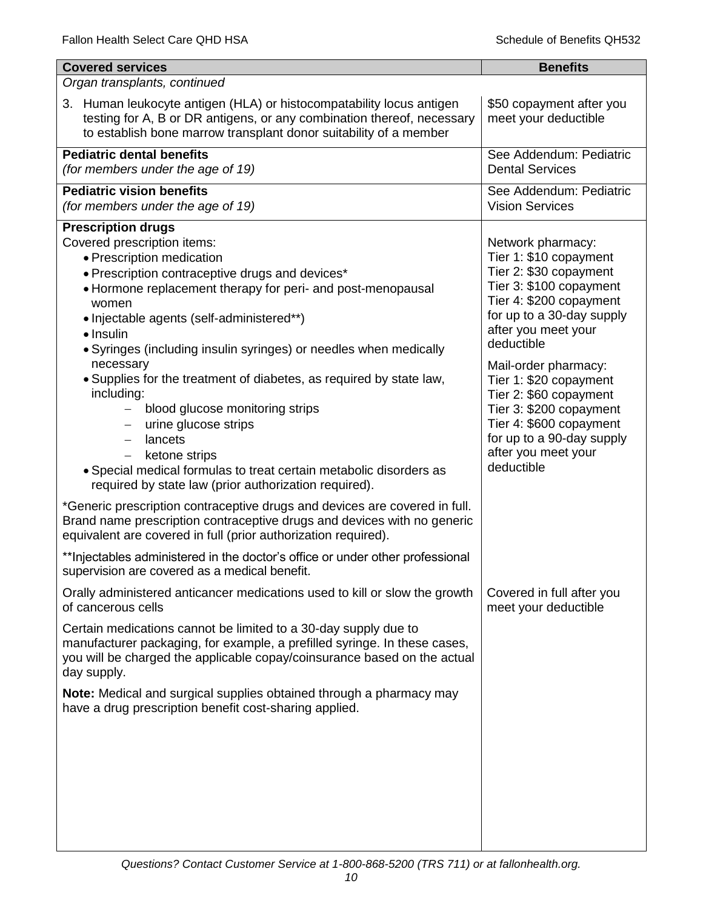| Covered services | Benefits |
|---|---|
| *Organ transplants, continued* | |
| 3. Human leukocyte antigen (HLA) or histocompatability locus antigen testing for A, B or DR antigens, or any combination thereof, necessary to establish bone marrow transplant donor suitability of a member | $50 copayment after you meet your deductible |
| **Pediatric dental benefits**<br>*(for members under the age of 19)* | See Addendum: Pediatric Dental Services |
| **Pediatric vision benefits**<br>*(for members under the age of 19)* | See Addendum: Pediatric Vision Services |
| **Prescription drugs**<br>Covered prescription items:<br>• Prescription medication<br>• Prescription contraceptive drugs and devices*<br>• Hormone replacement therapy for peri- and post-menopausal women<br>• Injectable agents (self-administered**)<br>• Insulin<br>• Syringes (including insulin syringes) or needles when medically necessary<br>• Supplies for the treatment of diabetes, as required by state law, including:<br>– blood glucose monitoring strips<br>– urine glucose strips<br>– lancets<br>– ketone strips<br>• Special medical formulas to treat certain metabolic disorders as required by state law (prior authorization required).<br><br>*Generic prescription contraceptive drugs and devices are covered in full. Brand name prescription contraceptive drugs and devices with no generic equivalent are covered in full (prior authorization required).<br><br>**Injectables administered in the doctor's office or under other professional supervision are covered as a medical benefit. | Network pharmacy:<br>Tier 1: $10 copayment<br>Tier 2: $30 copayment<br>Tier 3: $100 copayment<br>Tier 4: $200 copayment<br>for up to a 30-day supply after you meet your deductible<br><br>Mail-order pharmacy:<br>Tier 1: $20 copayment<br>Tier 2: $60 copayment<br>Tier 3: $200 copayment<br>Tier 4: $600 copayment<br>for up to a 90-day supply after you meet your deductible |
| Orally administered anticancer medications used to kill or slow the growth of cancerous cells<br><br>Certain medications cannot be limited to a 30-day supply due to manufacturer packaging, for example, a prefilled syringe. In these cases, you will be charged the applicable copay/coinsurance based on the actual day supply.<br><br>**Note:** Medical and surgical supplies obtained through a pharmacy may have a drug prescription benefit cost-sharing applied. | Covered in full after you meet your deductible |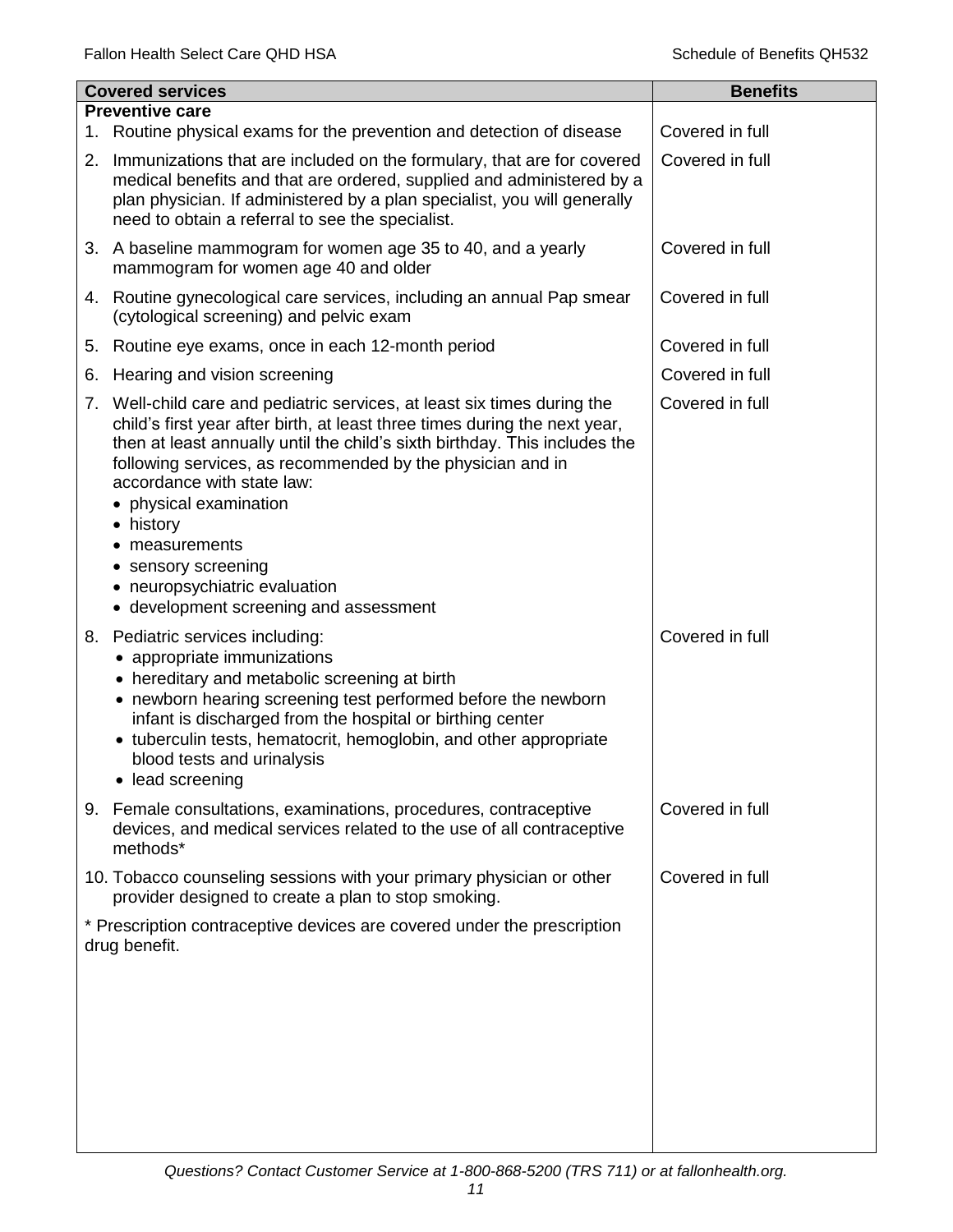| Covered services | Benefits |
|---|---|
| **Preventive care** | |
| 1. Routine physical exams for the prevention and detection of disease | Covered in full |
| 2. Immunizations that are included on the formulary, that are for covered medical benefits and that are ordered, supplied and administered by a plan physician. If administered by a plan specialist, you will generally need to obtain a referral to see the specialist. | Covered in full |
| 3. A baseline mammogram for women age 35 to 40, and a yearly mammogram for women age 40 and older | Covered in full |
| 4. Routine gynecological care services, including an annual Pap smear (cytological screening) and pelvic exam | Covered in full |
| 5. Routine eye exams, once in each 12-month period | Covered in full |
| 6. Hearing and vision screening | Covered in full |
| 7. Well-child care and pediatric services, at least six times during the child's first year after birth, at least three times during the next year, then at least annually until the child's sixth birthday. This includes the following services, as recommended by the physician and in accordance with state law:<br>• physical examination<br>• history<br>• measurements<br>• sensory screening<br>• neuropsychiatric evaluation<br>• development screening and assessment | Covered in full |
| 8. Pediatric services including:<br>• appropriate immunizations<br>• hereditary and metabolic screening at birth<br>• newborn hearing screening test performed before the newborn infant is discharged from the hospital or birthing center<br>• tuberculin tests, hematocrit, hemoglobin, and other appropriate blood tests and urinalysis<br>• lead screening | Covered in full |
| 9. Female consultations, examinations, procedures, contraceptive devices, and medical services related to the use of all contraceptive methods* | Covered in full |
| 10. Tobacco counseling sessions with your primary physician or other provider designed to create a plan to stop smoking. | Covered in full |
| * Prescription contraceptive devices are covered under the prescription drug benefit. | |

*Questions? Contact Customer Service at 1-800-868-5200 (TRS 711) or at fallonhealth.org.*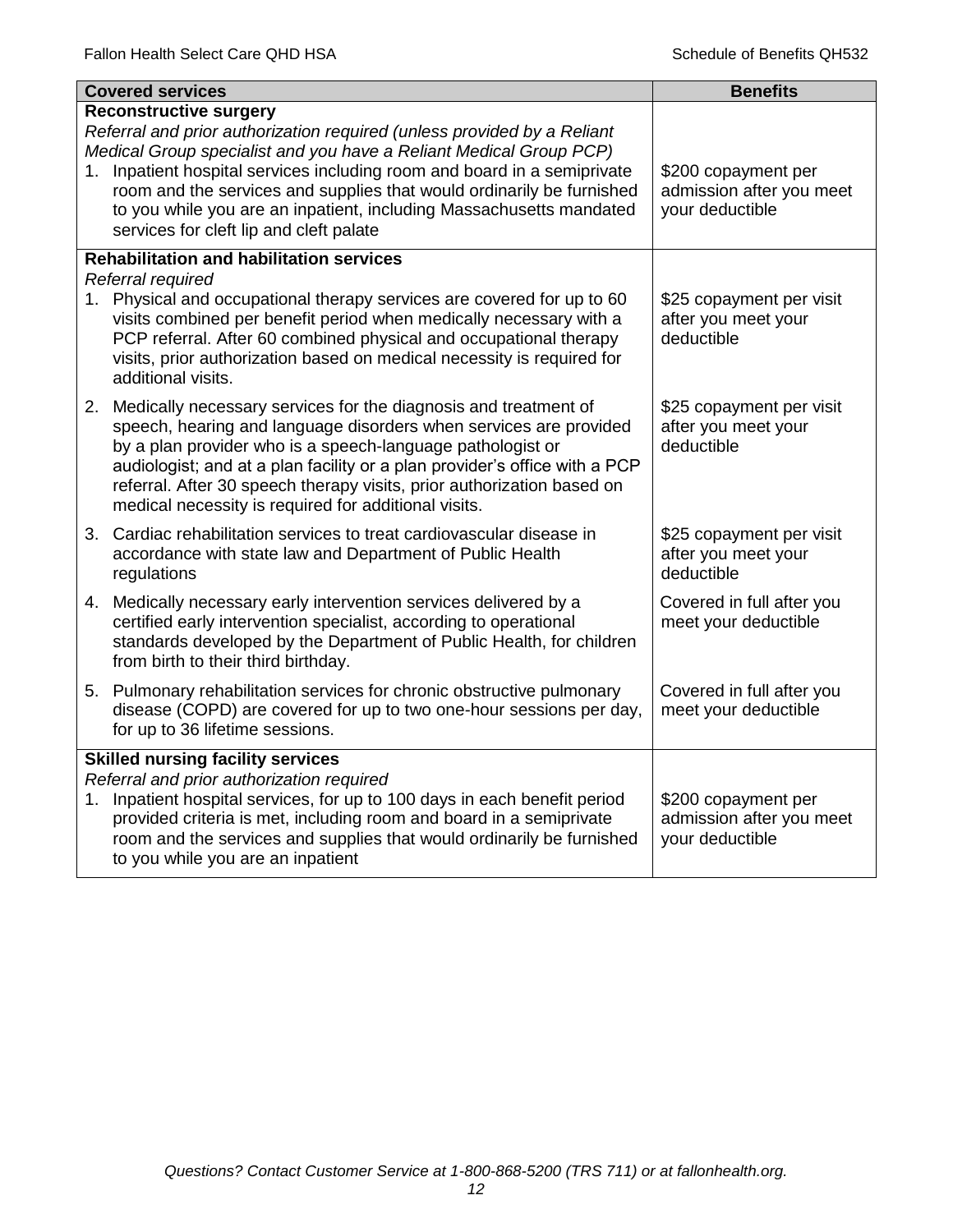| Covered services | Benefits |
|---|---|
| **Reconstructive surgery**<br>*Referral and prior authorization required (unless provided by a Reliant Medical Group specialist and you have a Reliant Medical Group PCP)* | |
| 1. Inpatient hospital services including room and board in a semiprivate room and the services and supplies that would ordinarily be furnished to you while you are an inpatient, including Massachusetts mandated services for cleft lip and cleft palate | $200 copayment per admission after you meet your deductible |
| **Rehabilitation and habilitation services**<br>*Referral required* | |
| 1. Physical and occupational therapy services are covered for up to 60 visits combined per benefit period when medically necessary with a PCP referral. After 60 combined physical and occupational therapy visits, prior authorization based on medical necessity is required for additional visits. | $25 copayment per visit after you meet your deductible |
| 2. Medically necessary services for the diagnosis and treatment of speech, hearing and language disorders when services are provided by a plan provider who is a speech-language pathologist or audiologist; and at a plan facility or a plan provider's office with a PCP referral. After 30 speech therapy visits, prior authorization based on medical necessity is required for additional visits. | $25 copayment per visit after you meet your deductible |
| 3. Cardiac rehabilitation services to treat cardiovascular disease in accordance with state law and Department of Public Health regulations | $25 copayment per visit after you meet your deductible |
| 4. Medically necessary early intervention services delivered by a certified early intervention specialist, according to operational standards developed by the Department of Public Health, for children from birth to their third birthday. | Covered in full after you meet your deductible |
| 5. Pulmonary rehabilitation services for chronic obstructive pulmonary disease (COPD) are covered for up to two one-hour sessions per day, for up to 36 lifetime sessions. | Covered in full after you meet your deductible |
| **Skilled nursing facility services**<br>*Referral and prior authorization required* | |
| 1. Inpatient hospital services, for up to 100 days in each benefit period provided criteria is met, including room and board in a semiprivate room and the services and supplies that would ordinarily be furnished to you while you are an inpatient | $200 copayment per admission after you meet your deductible |

*Questions? Contact Customer Service at 1-800-868-5200 (TRS 711) or at fallonhealth.org.*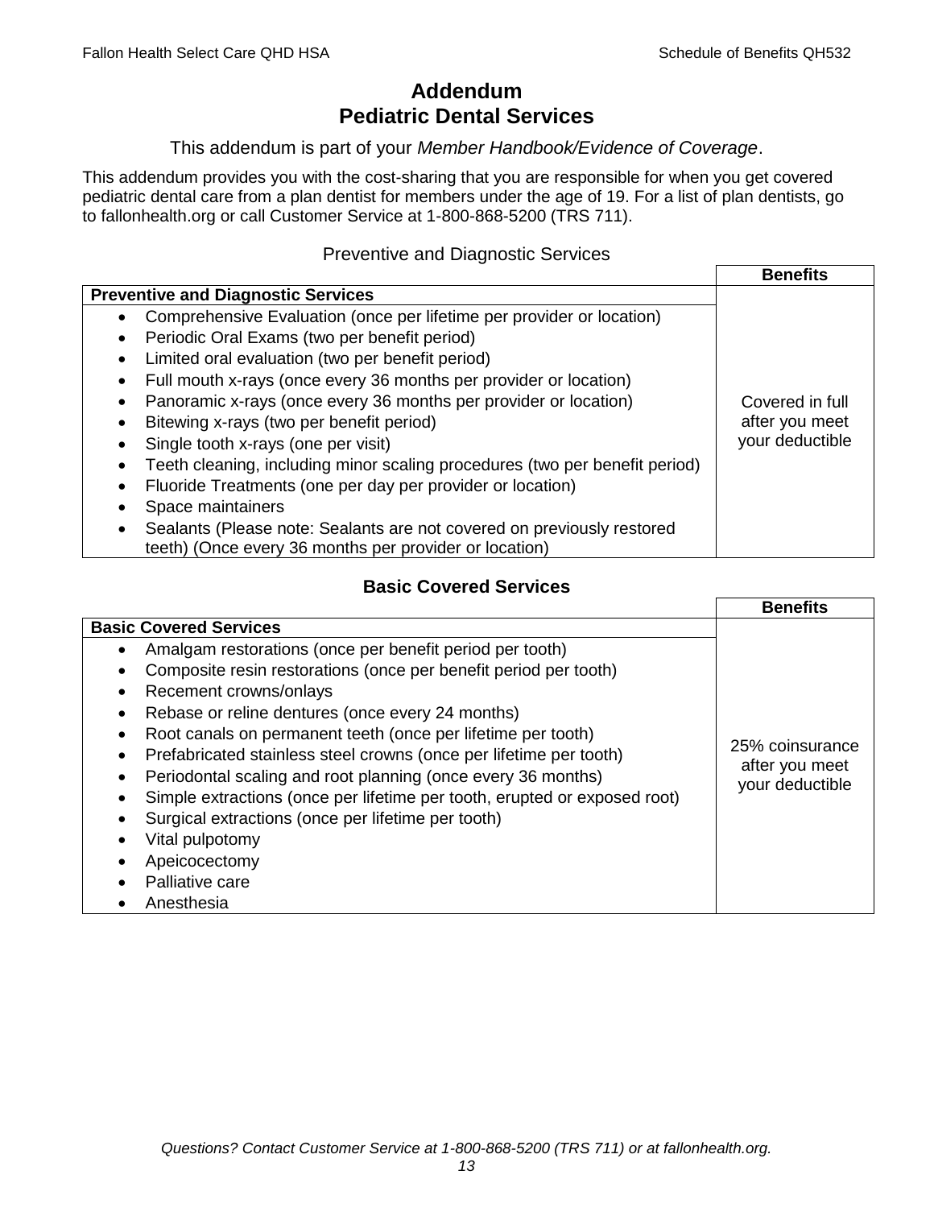# Addendum
# Pediatric Dental Services

This addendum is part of your *Member Handbook/Evidence of Coverage*.

This addendum provides you with the cost-sharing that you are responsible for when you get covered pediatric dental care from a plan dentist for members under the age of 19. For a list of plan dentists, go to fallonhealth.org or call Customer Service at 1-800-868-5200 (TRS 711).

## Preventive and Diagnostic Services

| | **Benefits** |
|---|---|
| **Preventive and Diagnostic Services** | |
| • Comprehensive Evaluation (once per lifetime per provider or location)<br>• Periodic Oral Exams (two per benefit period)<br>• Limited oral evaluation (two per benefit period)<br>• Full mouth x-rays (once every 36 months per provider or location)<br>• Panoramic x-rays (once every 36 months per provider or location)<br>• Bitewing x-rays (two per benefit period)<br>• Single tooth x-rays (one per visit)<br>• Teeth cleaning, including minor scaling procedures (two per benefit period)<br>• Fluoride Treatments (one per day per provider or location)<br>• Space maintainers<br>• Sealants (Please note: Sealants are not covered on previously restored teeth) (Once every 36 months per provider or location) | Covered in full after you meet your deductible |

## Basic Covered Services

| | **Benefits** |
|---|---|
| **Basic Covered Services** | |
| • Amalgam restorations (once per benefit period per tooth)<br>• Composite resin restorations (once per benefit period per tooth)<br>• Recement crowns/onlays<br>• Rebase or reline dentures (once every 24 months)<br>• Root canals on permanent teeth (once per lifetime per tooth)<br>• Prefabricated stainless steel crowns (once per lifetime per tooth)<br>• Periodontal scaling and root planning (once every 36 months)<br>• Simple extractions (once per lifetime per tooth, erupted or exposed root)<br>• Surgical extractions (once per lifetime per tooth)<br>• Vital pulpotomy<br>• Apeicocectomy<br>• Palliative care<br>• Anesthesia | 25% coinsurance after you meet your deductible |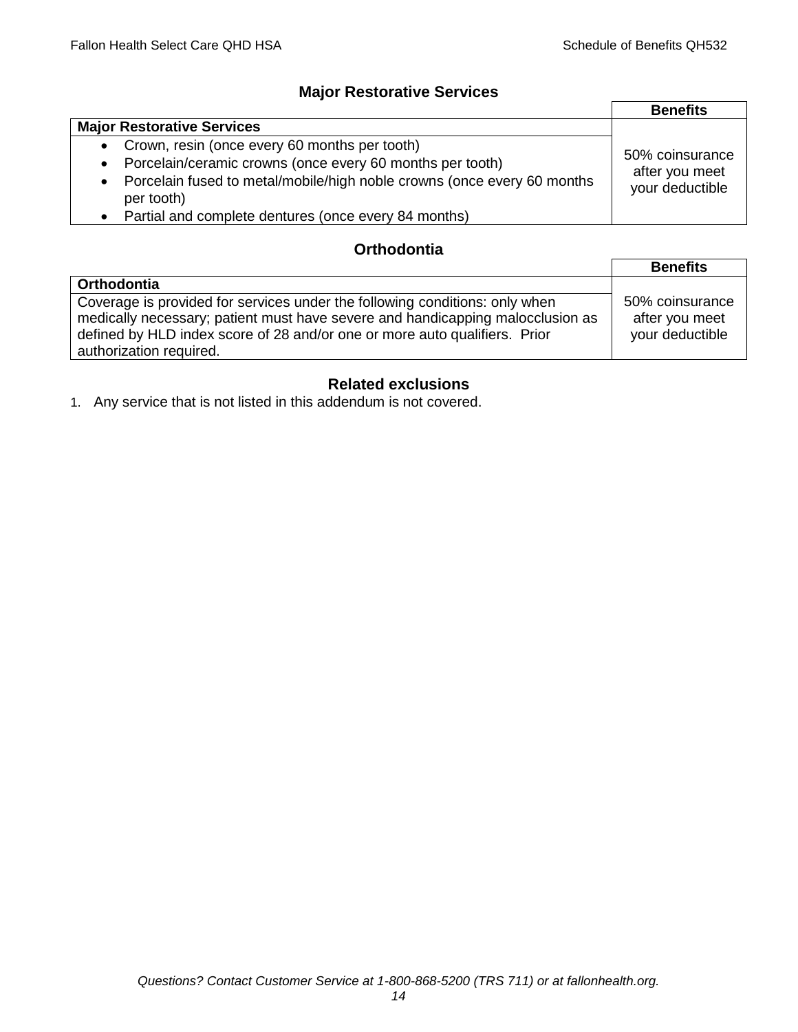## Major Restorative Services

| | Benefits |
|---|---|
| **Major Restorative Services** | 50% coinsurance after you meet your deductible |
| <ul><li>Crown, resin (once every 60 months per tooth)</li><li>Porcelain/ceramic crowns (once every 60 months per tooth)</li><li>Porcelain fused to metal/mobile/high noble crowns (once every 60 months per tooth)</li><li>Partial and complete dentures (once every 84 months)</li></ul> | |

## Orthodontia

| | Benefits |
|---|---|
| **Orthodontia** | 50% coinsurance after you meet your deductible |
| Coverage is provided for services under the following conditions: only when medically necessary; patient must have severe and handicapping malocclusion as defined by HLD index score of 28 and/or one or more auto qualifiers. Prior authorization required. | |

## Related exclusions

1. Any service that is not listed in this addendum is not covered.

*Questions? Contact Customer Service at 1-800-868-5200 (TRS 711) or at fallonhealth.org.*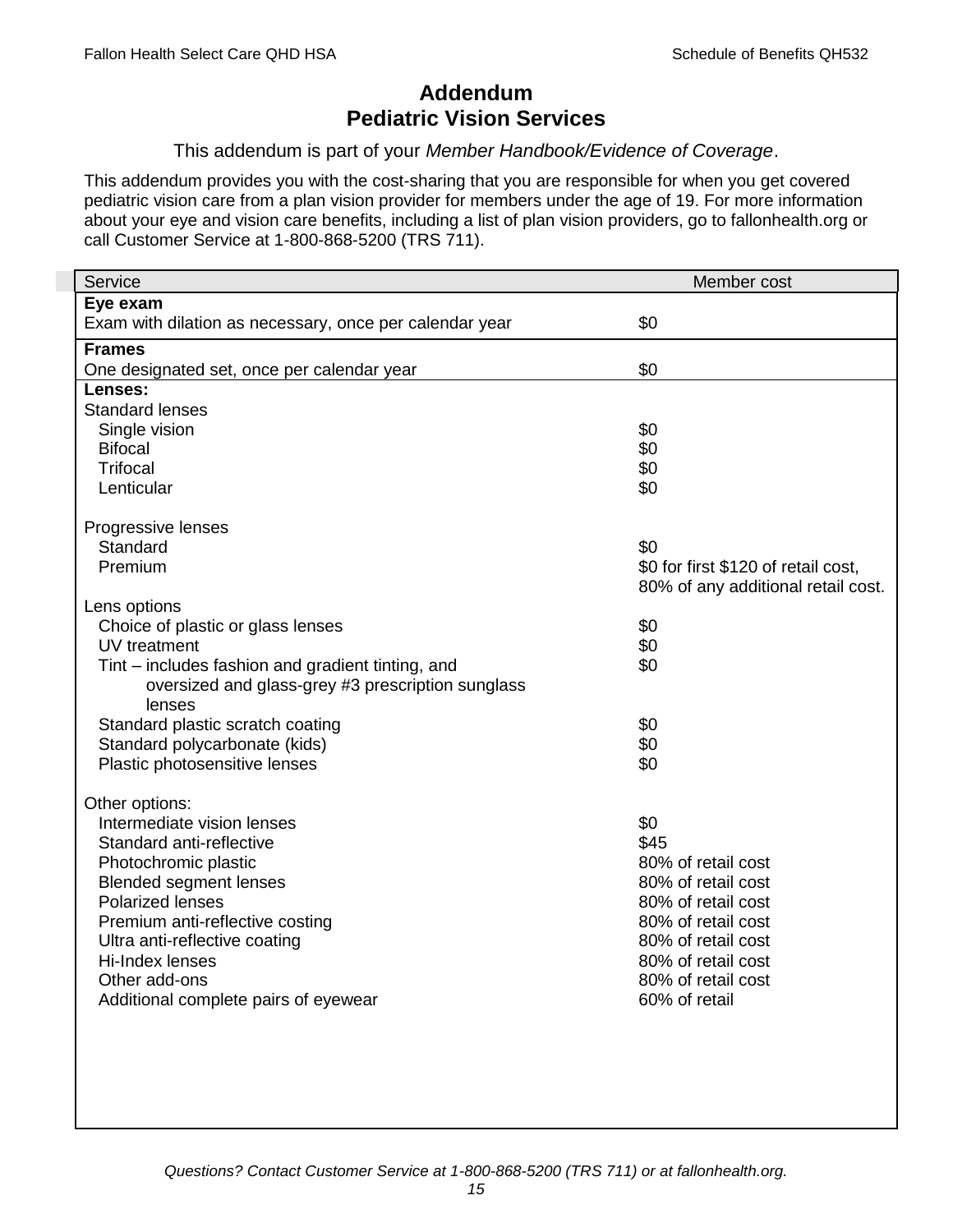# Addendum
# Pediatric Vision Services

This addendum is part of your *Member Handbook/Evidence of Coverage*.

This addendum provides you with the cost-sharing that you are responsible for when you get covered pediatric vision care from a plan vision provider for members under the age of 19. For more information about your eye and vision care benefits, including a list of plan vision providers, go to fallonhealth.org or call Customer Service at 1-800-868-5200 (TRS 711).

| Service | Member cost |
| --- | --- |
| **Eye exam** | |
| Exam with dilation as necessary, once per calendar year | $0 |
| **Frames** | |
| One designated set, once per calendar year | $0 |
| **Lenses:** | |
| Standard lenses | |
| Single vision | $0 |
| Bifocal | $0 |
| Trifocal | $0 |
| Lenticular | $0 |
| Progressive lenses | |
| Standard | $0 |
| Premium | $0 for first $120 of retail cost, 80% of any additional retail cost. |
| Lens options | |
| Choice of plastic or glass lenses | $0 |
| UV treatment | $0 |
| Tint – includes fashion and gradient tinting, and oversized and glass-grey #3 prescription sunglass lenses | $0 |
| Standard plastic scratch coating | $0 |
| Standard polycarbonate (kids) | $0 |
| Plastic photosensitive lenses | $0 |
| Other options: | |
| Intermediate vision lenses | $0 |
| Standard anti-reflective | $45 |
| Photochromic plastic | 80% of retail cost |
| Blended segment lenses | 80% of retail cost |
| Polarized lenses | 80% of retail cost |
| Premium anti-reflective costing | 80% of retail cost |
| Ultra anti-reflective coating | 80% of retail cost |
| Hi-Index lenses | 80% of retail cost |
| Other add-ons | 80% of retail cost |
| Additional complete pairs of eyewear | 60% of retail |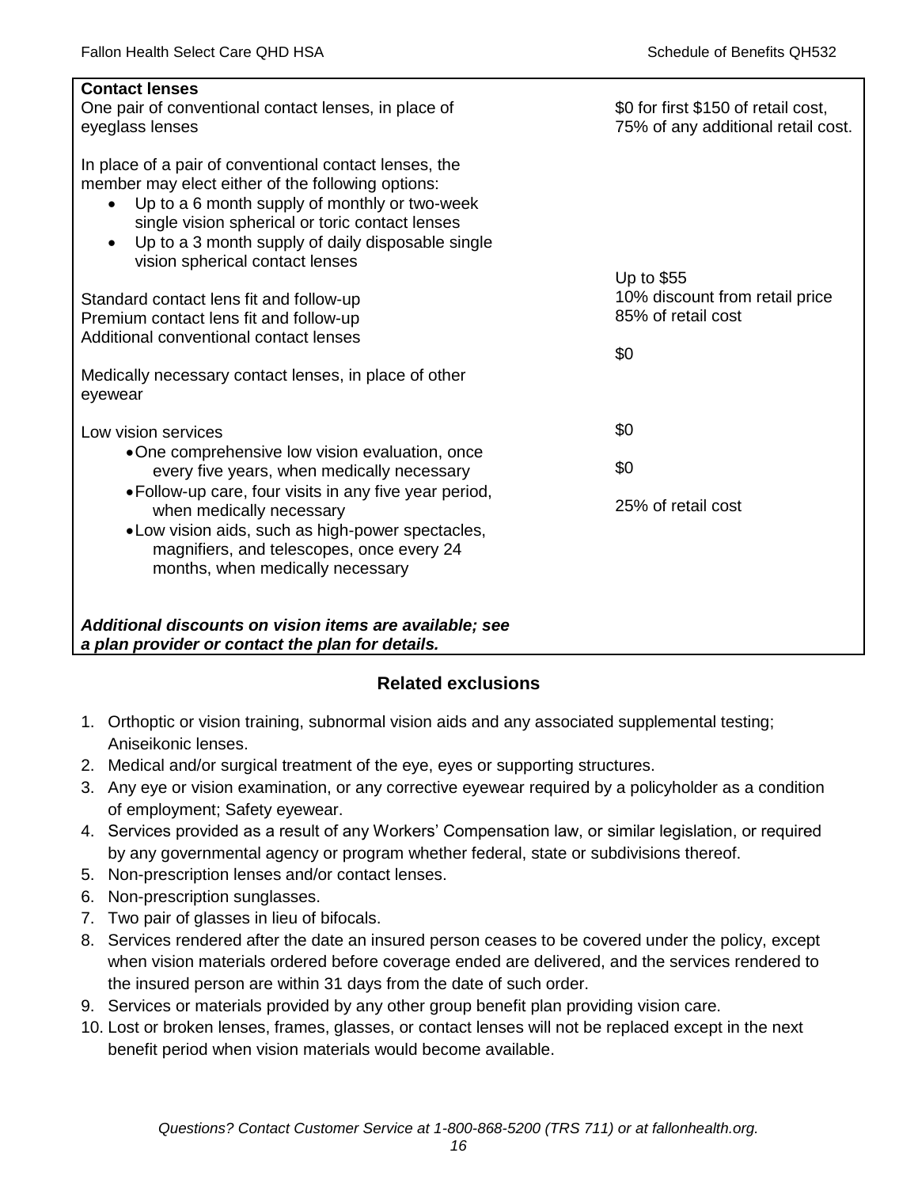| Contact lenses | |
|---|---|
| One pair of conventional contact lenses, in place of eyeglass lenses | $0 for first $150 of retail cost, 75% of any additional retail cost. |
| In place of a pair of conventional contact lenses, the member may elect either of the following options:<br>• Up to a 6 month supply of monthly or two-week single vision spherical or toric contact lenses<br>• Up to a 3 month supply of daily disposable single vision spherical contact lenses | |
| Standard contact lens fit and follow-up | Up to $55 |
| Premium contact lens fit and follow-up | 10% discount from retail price |
| Additional conventional contact lenses | 85% of retail cost |
| Medically necessary contact lenses, in place of other eyewear | $0 |
| Low vision services | |
| • One comprehensive low vision evaluation, once every five years, when medically necessary | $0 |
| • Follow-up care, four visits in any five year period, when medically necessary | $0 |
| • Low vision aids, such as high-power spectacles, magnifiers, and telescopes, once every 24 months, when medically necessary | 25% of retail cost |
| ***Additional discounts on vision items are available; see a plan provider or contact the plan for details.*** | |

## Related exclusions

1. Orthoptic or vision training, subnormal vision aids and any associated supplemental testing; Aniseikonic lenses.
2. Medical and/or surgical treatment of the eye, eyes or supporting structures.
3. Any eye or vision examination, or any corrective eyewear required by a policyholder as a condition of employment; Safety eyewear.
4. Services provided as a result of any Workers' Compensation law, or similar legislation, or required by any governmental agency or program whether federal, state or subdivisions thereof.
5. Non-prescription lenses and/or contact lenses.
6. Non-prescription sunglasses.
7. Two pair of glasses in lieu of bifocals.
8. Services rendered after the date an insured person ceases to be covered under the policy, except when vision materials ordered before coverage ended are delivered, and the services rendered to the insured person are within 31 days from the date of such order.
9. Services or materials provided by any other group benefit plan providing vision care.
10. Lost or broken lenses, frames, glasses, or contact lenses will not be replaced except in the next benefit period when vision materials would become available.

*Questions? Contact Customer Service at 1-800-868-5200 (TRS 711) or at fallonhealth.org.*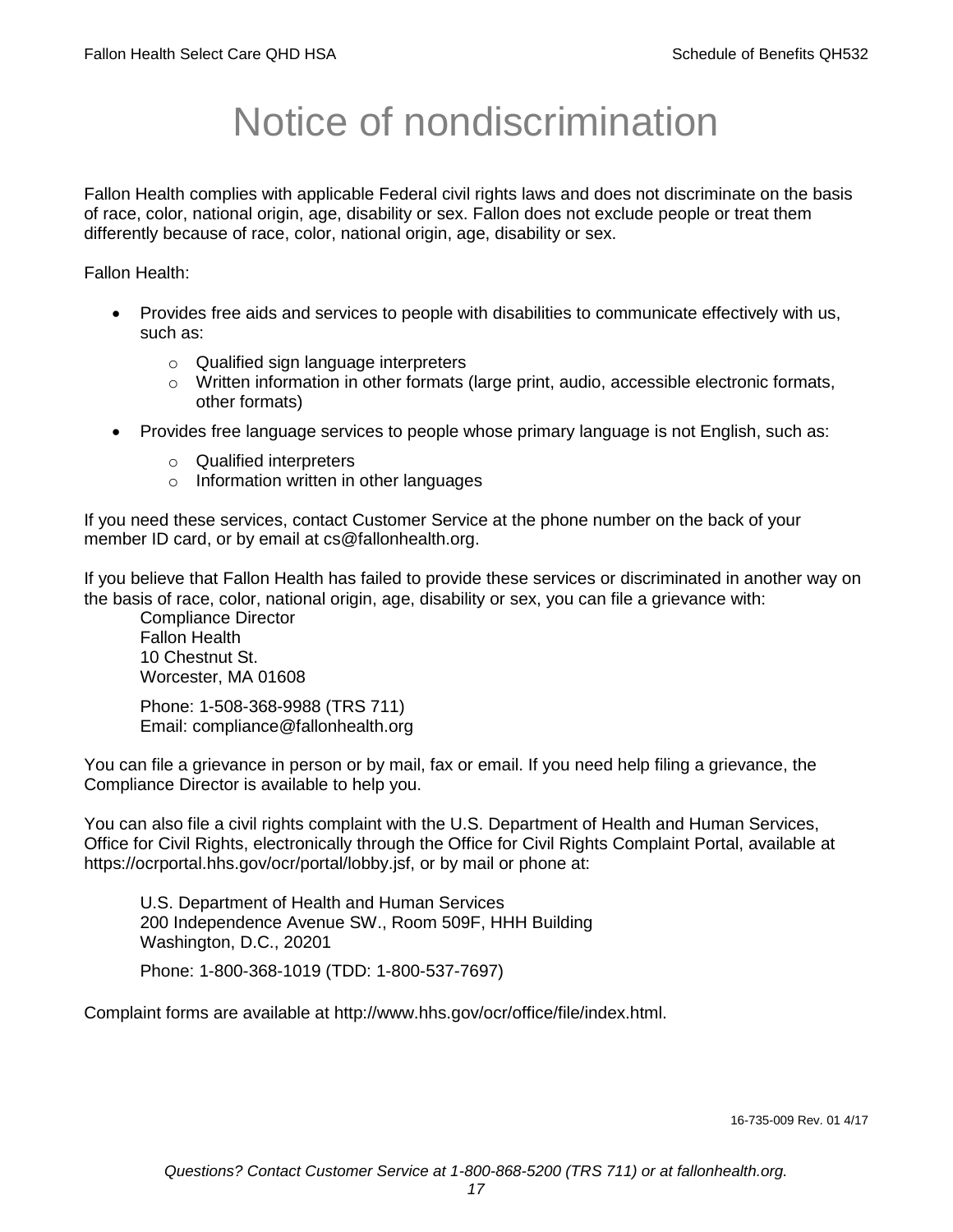# Notice of nondiscrimination

Fallon Health complies with applicable Federal civil rights laws and does not discriminate on the basis of race, color, national origin, age, disability or sex. Fallon does not exclude people or treat them differently because of race, color, national origin, age, disability or sex.

Fallon Health:

- Provides free aids and services to people with disabilities to communicate effectively with us, such as:
  - Qualified sign language interpreters
  - Written information in other formats (large print, audio, accessible electronic formats, other formats)
- Provides free language services to people whose primary language is not English, such as:
  - Qualified interpreters
  - Information written in other languages

If you need these services, contact Customer Service at the phone number on the back of your member ID card, or by email at cs@fallonhealth.org.

If you believe that Fallon Health has failed to provide these services or discriminated in another way on the basis of race, color, national origin, age, disability or sex, you can file a grievance with:

Compliance Director
Fallon Health
10 Chestnut St.
Worcester, MA 01608

Phone: 1-508-368-9988 (TRS 711)
Email: compliance@fallonhealth.org

You can file a grievance in person or by mail, fax or email. If you need help filing a grievance, the Compliance Director is available to help you.

You can also file a civil rights complaint with the U.S. Department of Health and Human Services, Office for Civil Rights, electronically through the Office for Civil Rights Complaint Portal, available at https://ocrportal.hhs.gov/ocr/portal/lobby.jsf, or by mail or phone at:

U.S. Department of Health and Human Services
200 Independence Avenue SW., Room 509F, HHH Building
Washington, D.C., 20201

Phone: 1-800-368-1019 (TDD: 1-800-537-7697)

Complaint forms are available at http://www.hhs.gov/ocr/office/file/index.html.

16-735-009 Rev. 01 4/17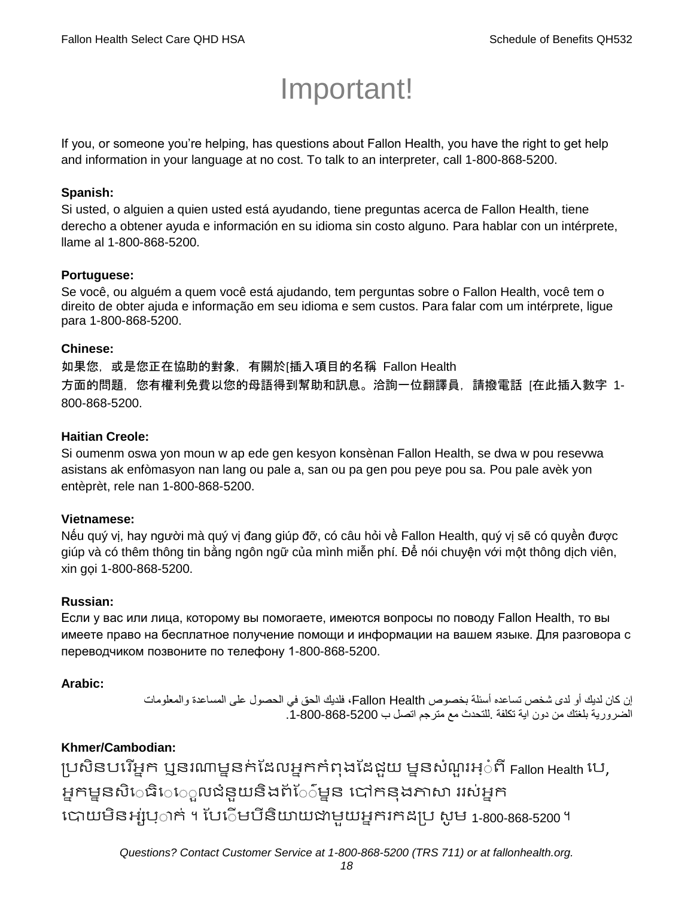# Important!

If you, or someone you're helping, has questions about Fallon Health, you have the right to get help and information in your language at no cost. To talk to an interpreter, call 1-800-868-5200.

**Spanish:**
Si usted, o alguien a quien usted está ayudando, tiene preguntas acerca de Fallon Health, tiene derecho a obtener ayuda e información en su idioma sin costo alguno. Para hablar con un intérprete, llame al 1-800-868-5200.

**Portuguese:**
Se você, ou alguém a quem você está ajudando, tem perguntas sobre o Fallon Health, você tem o direito de obter ajuda e informação em seu idioma e sem custos. Para falar com um intérprete, ligue para 1-800-868-5200.

**Chinese:**
如果您，或是您正在協助的對象，有關於[插入項目的名稱 Fallon Health 方面的問題，您有權利免費以您的母語得到幫助和訊息。洽詢一位翻譯員，請撥電話 [在此插入數字 1-800-868-5200.

**Haitian Creole:**
Si oumenm oswa yon moun w ap ede gen kesyon konsènan Fallon Health, se dwa w pou resevwa asistans ak enfòmasyon nan lang ou pale a, san ou pa gen pou peye pou sa. Pou pale avèk yon entèprèt, rele nan 1-800-868-5200.

**Vietnamese:**
Nếu quý vị, hay người mà quý vị đang giúp đỡ, có câu hỏi về Fallon Health, quý vị sẽ có quyền được giúp và có thêm thông tin bằng ngôn ngữ của mình miễn phí. Để nói chuyện với một thông dịch viên, xin gọi 1-800-868-5200.

**Russian:**
Если у вас или лица, которому вы помогаете, имеются вопросы по поводу Fallon Health, то вы имеете право на бесплатное получение помощи и информации на вашем языке. Для разговора с переводчиком позвоните по телефону 1-800-868-5200.

**Arabic:**
إن كان لديك أو لدى شخص تساعده أسئلة بخصوص Fallon Health، فلديك الحق في الحصول على المساعدة والمعلومات الضرورية بلغتك من دون اية تكلفة .للتحدث مع مترجم اتصل ب 1-800-868-5200.

**Khmer/Cambodian:**
ប្រសិនបរើអ្នក ឬនរណាម្នាក់ដែលអ្នកកំពុងដែជួយ ម្ននសំណួរអ្ំពី Fallon Health បេ, អ្នកម្ននសិេធិេេួលជំនួយនិងព័ែ៌ម្នន ជៅកនុងភាសា ររស់អ្នក ជោយមិនអ្ស់រុ្ាក់ ។ បែេើមបីនិយាយជាមួយអ្នករកដប្រ សូម 1-800-868-5200 ។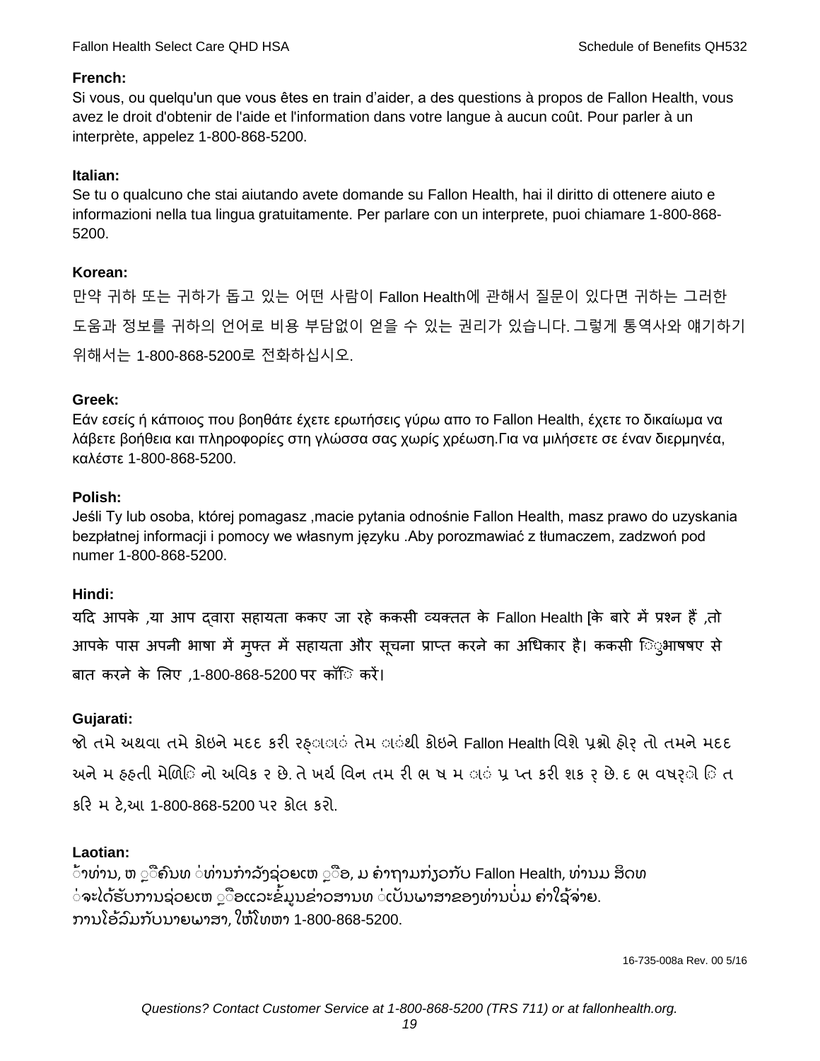**French:**
Si vous, ou quelqu'un que vous êtes en train d'aider, a des questions à propos de Fallon Health, vous avez le droit d'obtenir de l'aide et l'information dans votre langue à aucun coût. Pour parler à un interprète, appelez 1-800-868-5200.

**Italian:**
Se tu o qualcuno che stai aiutando avete domande su Fallon Health, hai il diritto di ottenere aiuto e informazioni nella tua lingua gratuitamente. Per parlare con un interprete, puoi chiamare 1-800-868-5200.

**Korean:**
만약 귀하 또는 귀하가 돕고 있는 어떤 사람이 Fallon Health에 관해서 질문이 있다면 귀하는 그러한 도움과 정보를 귀하의 언어로 비용 부담없이 얻을 수 있는 권리가 있습니다. 그렇게 통역사와 얘기하기 위해서는 1-800-868-5200로 전화하십시오.

**Greek:**
Εάν εσείς ή κάποιος που βοηθάτε έχετε ερωτήσεις γύρω απο το Fallon Health, έχετε το δικαίωμα να λάβετε βοήθεια και πληροφορίες στη γλώσσα σας χωρίς χρέωση.Για να μιλήσετε σε έναν διερμηνέα, καλέστε 1-800-868-5200.

**Polish:**
Jeśli Ty lub osoba, której pomagasz ,macie pytania odnośnie Fallon Health, masz prawo do uzyskania bezpłatnej informacji i pomocy we własnym języku .Aby porozmawiać z tłumaczem, zadzwoń pod numer 1-800-868-5200.

**Hindi:**
यदि आपके ,या आप द्वारा सहायता ककए जा रहे ककसी व्यक्तत के Fallon Health [के बारे में प्रश्न हैं ,तो आपके पास अपनी भाषा में मुफ्त में सहायता और सूचना प्राप्त करने का अधिकार है। ककसी िुभाषषए से बात करने के लिए ,1-800-868-5200 पर कॉि करें।

**Gujarati:**
જો તમે અથવા તમે કોઇને મદદ કરી રહ્યાં તેમ ાંથી કોઇને Fallon Health વિશે પ્રશ્નો હોર્ તો તમને મદદ અને મ હહતી મેળિ નો અવિક ર છે. તે ખર્ચ વિન તમ રી ભ ષ મ ાં પ્ર પ્ત કરી શક ર્ છે. દ ભ વષર્ો િ ત કરિ મ ટે,આ 1-800-868-5200 પર કોલ કરો.

**Laotian:**
້າທ່ານ, ຫ ຼືຄົນທ ່ທ່ານກໍາລັງຊ່ວຍເຫ ຼືອ, ມ ຄໍາຖາມກ່ຽວກັບ Fallon Health, ທ່ານມ ສິດທ ່ຈະໄດ້ຮັບການຊ່ວຍເຫ ຼືອແລະຂໍ້ມູນຂ່າວສານທ ່ເປັນພາສາຂອງທ່ານບໍ່ມ ຄ່າໃຊ້ຈ່າຍ. ການໂອ້ລົມກັບນາຍພາສາ, ໃຫ້ໂທຫາ 1-800-868-5200.

16-735-008a Rev. 00 5/16

*Questions? Contact Customer Service at 1-800-868-5200 (TRS 711) or at fallonhealth.org.*